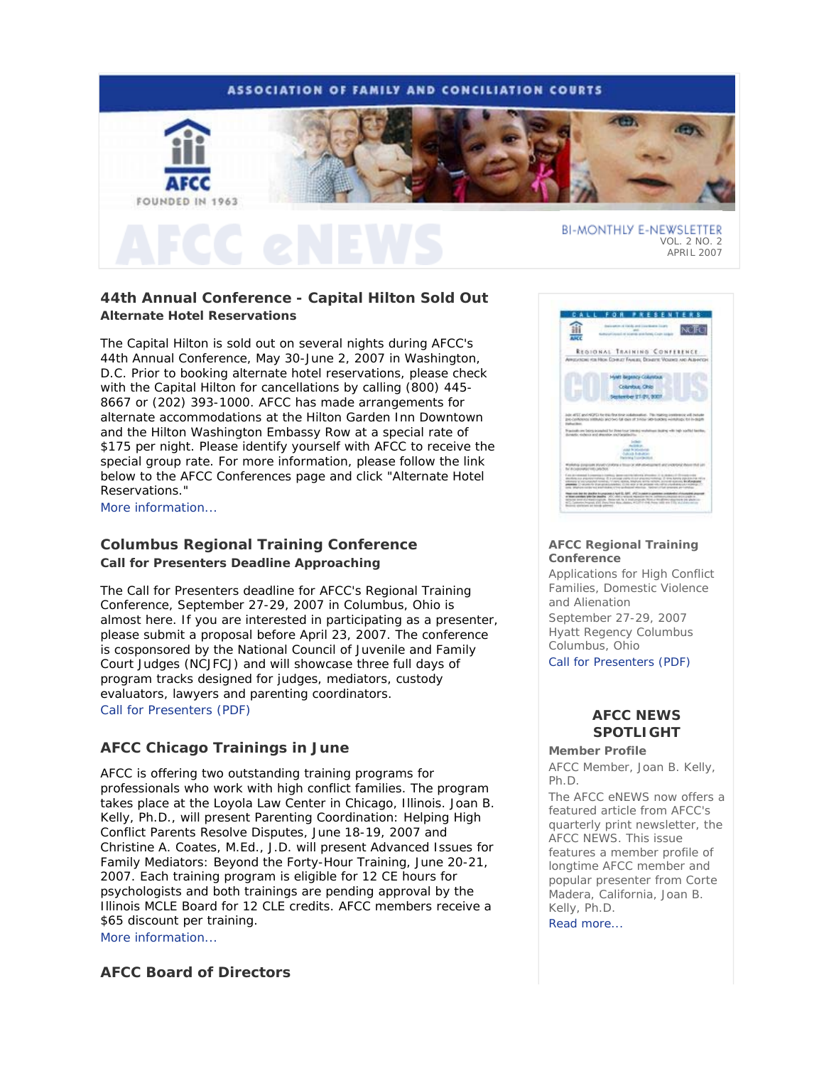ASSOCIATION OF FAMILY AND CONCILIATION COURTS

AFCC FOUNDED IN 1963

# AFCC eNEWS

BI-MONTHLY E-NEWSLETTER
VOL. 2 NO. 2
APRIL 2007

## 44th Annual Conference - Capital Hilton Sold Out

**Alternate Hotel Reservations**

The Capital Hilton is sold out on several nights during AFCC's 44th Annual Conference, May 30-June 2, 2007 in Washington, D.C. Prior to booking alternate hotel reservations, please check with the Capital Hilton for cancellations by calling (800) 445-8667 or (202) 393-1000. AFCC has made arrangements for alternate accommodations at the Hilton Garden Inn Downtown and the Hilton Washington Embassy Row at a special rate of $175 per night. Please identify yourself with AFCC to receive the special group rate. For more information, please follow the link below to the AFCC Conferences page and click "Alternate Hotel Reservations."

More information...

## Columbus Regional Training Conference

**Call for Presenters Deadline Approaching**

The Call for Presenters deadline for AFCC's Regional Training Conference, September 27-29, 2007 in Columbus, Ohio is almost here. If you are interested in participating as a presenter, please submit a proposal before April 23, 2007. The conference is cosponsored by the National Council of Juvenile and Family Court Judges (NCJFCJ) and will showcase three full days of program tracks designed for judges, mediators, custody evaluators, lawyers and parenting coordinators.

Call for Presenters (PDF)

## AFCC Chicago Trainings in June

AFCC is offering two outstanding training programs for professionals who work with high conflict families. The program takes place at the Loyola Law Center in Chicago, Illinois. Joan B. Kelly, Ph.D., will present Parenting Coordination: Helping High Conflict Parents Resolve Disputes, June 18-19, 2007 and Christine A. Coates, M.Ed., J.D. will present Advanced Issues for Family Mediators: Beyond the Forty-Hour Training, June 20-21, 2007. Each training program is eligible for 12 CE hours for psychologists and both trainings are pending approval by the Illinois MCLE Board for 12 CLE credits. AFCC members receive a $65 discount per training.

More information...

## AFCC Board of Directors

**AFCC Regional Training Conference**

Applications for High Conflict Families, Domestic Violence and Alienation
September 27-29, 2007
Hyatt Regency Columbus
Columbus, Ohio

Call for Presenters (PDF)

### AFCC NEWS SPOTLIGHT

**Member Profile**

AFCC Member, Joan B. Kelly, Ph.D.

The AFCC eNEWS now offers a featured article from AFCC's quarterly print newsletter, the AFCC NEWS. This issue features a member profile of longtime AFCC member and popular presenter from Corte Madera, California, Joan B. Kelly, Ph.D.

Read more...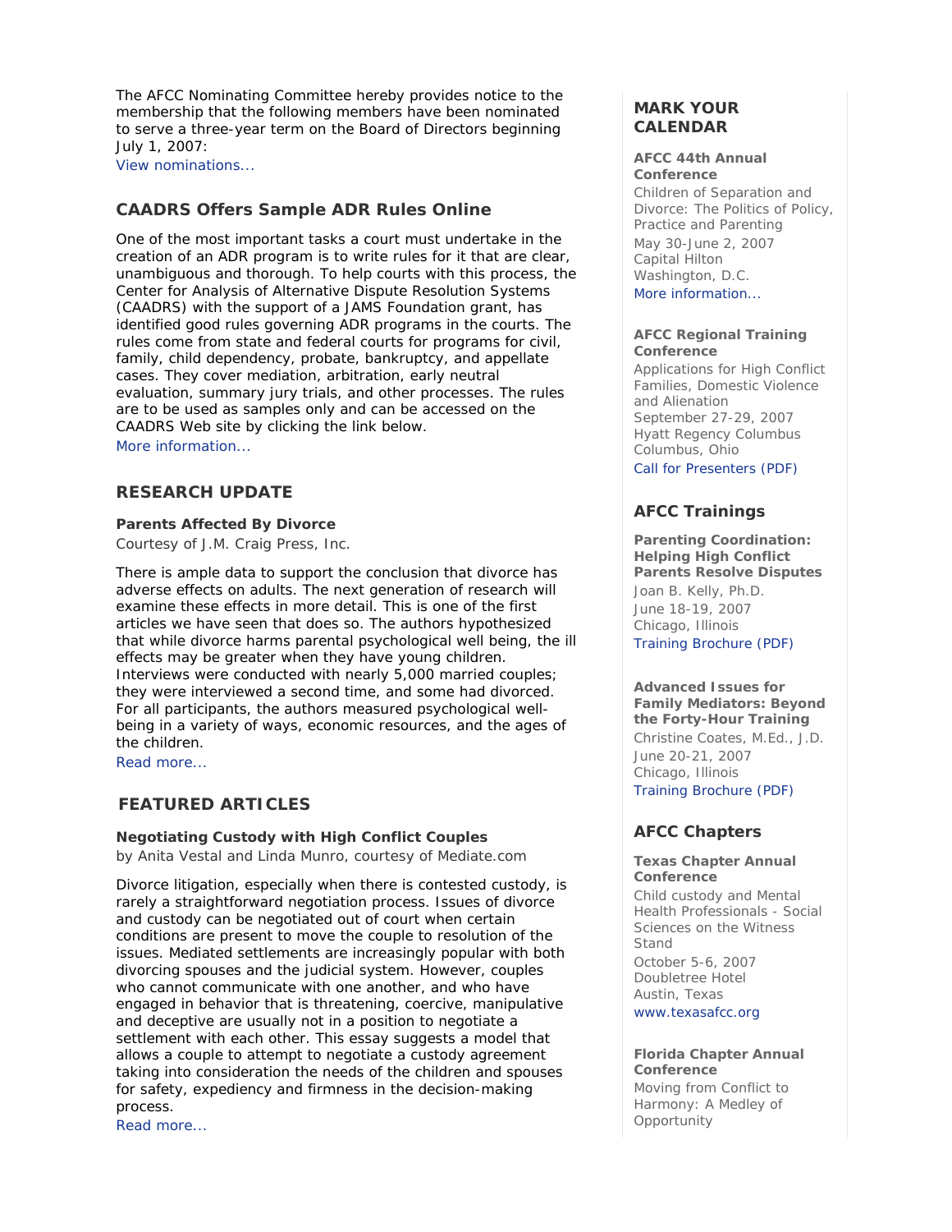The AFCC Nominating Committee hereby provides notice to the membership that the following members have been nominated to serve a three-year term on the Board of Directors beginning July 1, 2007:

View nominations...

## CAADRS Offers Sample ADR Rules Online

One of the most important tasks a court must undertake in the creation of an ADR program is to write rules for it that are clear, unambiguous and thorough. To help courts with this process, the Center for Analysis of Alternative Dispute Resolution Systems (CAADRS) with the support of a JAMS Foundation grant, has identified good rules governing ADR programs in the courts. The rules come from state and federal courts for programs for civil, family, child dependency, probate, bankruptcy, and appellate cases. They cover mediation, arbitration, early neutral evaluation, summary jury trials, and other processes. The rules are to be used as samples only and can be accessed on the CAADRS Web site by clicking the link below.

More information...

## RESEARCH UPDATE

**Parents Affected By Divorce**

Courtesy of J.M. Craig Press, Inc.

There is ample data to support the conclusion that divorce has adverse effects on adults. The next generation of research will examine these effects in more detail. This is one of the first articles we have seen that does so. The authors hypothesized that while divorce harms parental psychological well being, the ill effects may be greater when they have young children. Interviews were conducted with nearly 5,000 married couples; they were interviewed a second time, and some had divorced. For all participants, the authors measured psychological well-being in a variety of ways, economic resources, and the ages of the children.

Read more...

## FEATURED ARTICLES

**Negotiating Custody with High Conflict Couples**

by Anita Vestal and Linda Munro, courtesy of Mediate.com

Divorce litigation, especially when there is contested custody, is rarely a straightforward negotiation process. Issues of divorce and custody can be negotiated out of court when certain conditions are present to move the couple to resolution of the issues. Mediated settlements are increasingly popular with both divorcing spouses and the judicial system. However, couples who cannot communicate with one another, and who have engaged in behavior that is threatening, coercive, manipulative and deceptive are usually not in a position to negotiate a settlement with each other. This essay suggests a model that allows a couple to attempt to negotiate a custody agreement taking into consideration the needs of the children and spouses for safety, expediency and firmness in the decision-making process.

Read more...

## MARK YOUR CALENDAR

**AFCC 44th Annual Conference**

Children of Separation and Divorce: The Politics of Policy, Practice and Parenting
May 30-June 2, 2007
Capital Hilton
Washington, D.C.

More information...

**AFCC Regional Training Conference**

Applications for High Conflict Families, Domestic Violence and Alienation
September 27-29, 2007
Hyatt Regency Columbus
Columbus, Ohio

Call for Presenters (PDF)

## AFCC Trainings

**Parenting Coordination: Helping High Conflict Parents Resolve Disputes**

Joan B. Kelly, Ph.D.
June 18-19, 2007
Chicago, Illinois

Training Brochure (PDF)

**Advanced Issues for Family Mediators: Beyond the Forty-Hour Training**

Christine Coates, M.Ed., J.D.
June 20-21, 2007
Chicago, Illinois

Training Brochure (PDF)

## AFCC Chapters

**Texas Chapter Annual Conference**

Child custody and Mental Health Professionals - Social Sciences on the Witness Stand
October 5-6, 2007
Doubletree Hotel
Austin, Texas

www.texasafcc.org

**Florida Chapter Annual Conference**

Moving from Conflict to Harmony: A Medley of Opportunity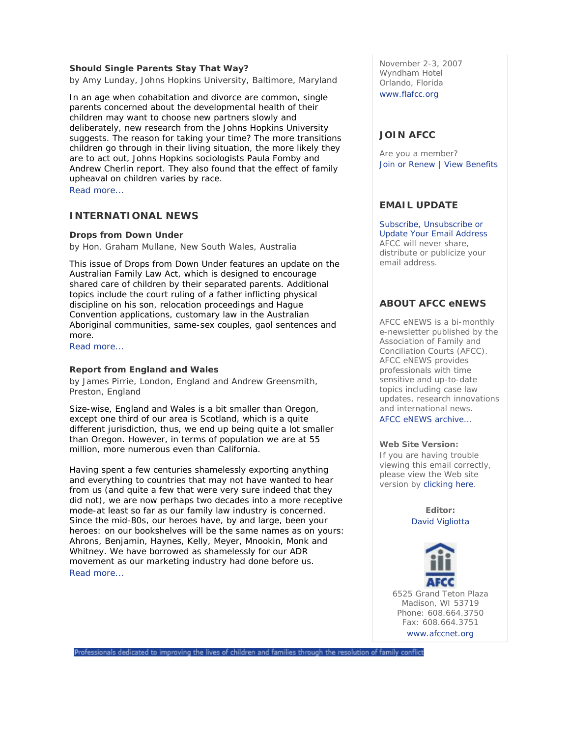**Should Single Parents Stay That Way?**

by Amy Lunday, Johns Hopkins University, Baltimore, Maryland

In an age when cohabitation and divorce are common, single parents concerned about the developmental health of their children may want to choose new partners slowly and deliberately, new research from the Johns Hopkins University suggests. The reason for taking your time? The more transitions children go through in their living situation, the more likely they are to act out, Johns Hopkins sociologists Paula Fomby and Andrew Cherlin report. They also found that the effect of family upheaval on children varies by race.

Read more...

## INTERNATIONAL NEWS

**Drops from Down Under**

by Hon. Graham Mullane, New South Wales, Australia

This issue of Drops from Down Under features an update on the Australian Family Law Act, which is designed to encourage shared care of children by their separated parents. Additional topics include the court ruling of a father inflicting physical discipline on his son, relocation proceedings and Hague Convention applications, customary law in the Australian Aboriginal communities, same-sex couples, gaol sentences and more.

Read more...

**Report from England and Wales**

by James Pirrie, London, England and Andrew Greensmith, Preston, England

Size-wise, England and Wales is a bit smaller than Oregon, except one third of our area is Scotland, which is a quite different jurisdiction, thus, we end up being quite a lot smaller than Oregon. However, in terms of population we are at 55 million, more numerous even than California.

Having spent a few centuries shamelessly exporting anything and everything to countries that may not have wanted to hear from us (and quite a few that were very sure indeed that they did not), we are now perhaps two decades into a more receptive mode-at least so far as our family law industry is concerned. Since the mid-80s, our heroes have, by and large, been your heroes: on our bookshelves will be the same names as on yours: Ahrons, Benjamin, Haynes, Kelly, Meyer, Mnookin, Monk and Whitney. We have borrowed as shamelessly for our ADR movement as our marketing industry had done before us.

Read more...

November 2-3, 2007
Wyndham Hotel
Orlando, Florida
www.flafcc.org

## JOIN AFCC

Are you a member?
Join or Renew | View Benefits

## EMAIL UPDATE

Subscribe, Unsubscribe or Update Your Email Address
AFCC will never share, distribute or publicize your email address.

## ABOUT AFCC eNEWS

AFCC eNEWS is a bi-monthly e-newsletter published by the Association of Family and Conciliation Courts (AFCC). AFCC eNEWS provides professionals with time sensitive and up-to-date topics including case law updates, research innovations and international news.

AFCC eNEWS archive...

**Web Site Version:**
If you are having trouble viewing this email correctly, please view the Web site version by clicking here.

**Editor:**
David Vigliotta

AFCC
6525 Grand Teton Plaza
Madison, WI 53719
Phone: 608.664.3750
Fax: 608.664.3751
www.afccnet.org

Professionals dedicated to improving the lives of children and families through the resolution of family conflict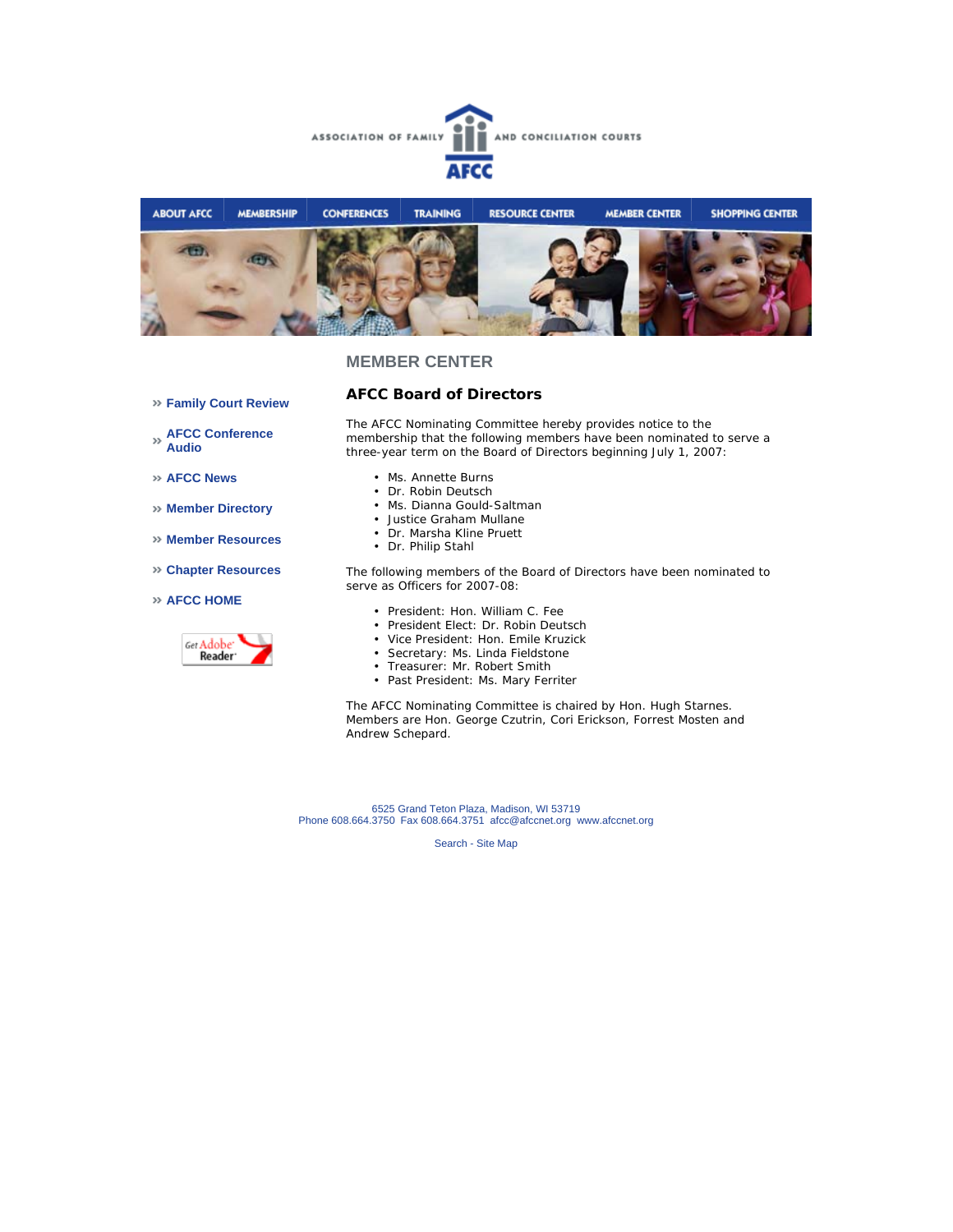ASSOCIATION OF FAMILY AND CONCILIATION COURTS

AFCC

ABOUT AFCC | MEMBERSHIP | CONFERENCES | TRAINING | RESOURCE CENTER | MEMBER CENTER | SHOPPING CENTER

- » Family Court Review
- » AFCC Conference Audio
- » AFCC News
- » Member Directory
- » Member Resources
- » Chapter Resources
- » AFCC HOME

Get Adobe Reader

## MEMBER CENTER

### AFCC Board of Directors

The AFCC Nominating Committee hereby provides notice to the membership that the following members have been nominated to serve a three-year term on the Board of Directors beginning July 1, 2007:

- Ms. Annette Burns
- Dr. Robin Deutsch
- Ms. Dianna Gould-Saltman
- Justice Graham Mullane
- Dr. Marsha Kline Pruett
- Dr. Philip Stahl

The following members of the Board of Directors have been nominated to serve as Officers for 2007-08:

- President: Hon. William C. Fee
- President Elect: Dr. Robin Deutsch
- Vice President: Hon. Emile Kruzick
- Secretary: Ms. Linda Fieldstone
- Treasurer: Mr. Robert Smith
- Past President: Ms. Mary Ferriter

The AFCC Nominating Committee is chaired by Hon. Hugh Starnes. Members are Hon. George Czutrin, Cori Erickson, Forrest Mosten and Andrew Schepard.

6525 Grand Teton Plaza, Madison, WI 53719
Phone 608.664.3750 Fax 608.664.3751 afcc@afccnet.org www.afccnet.org

Search - Site Map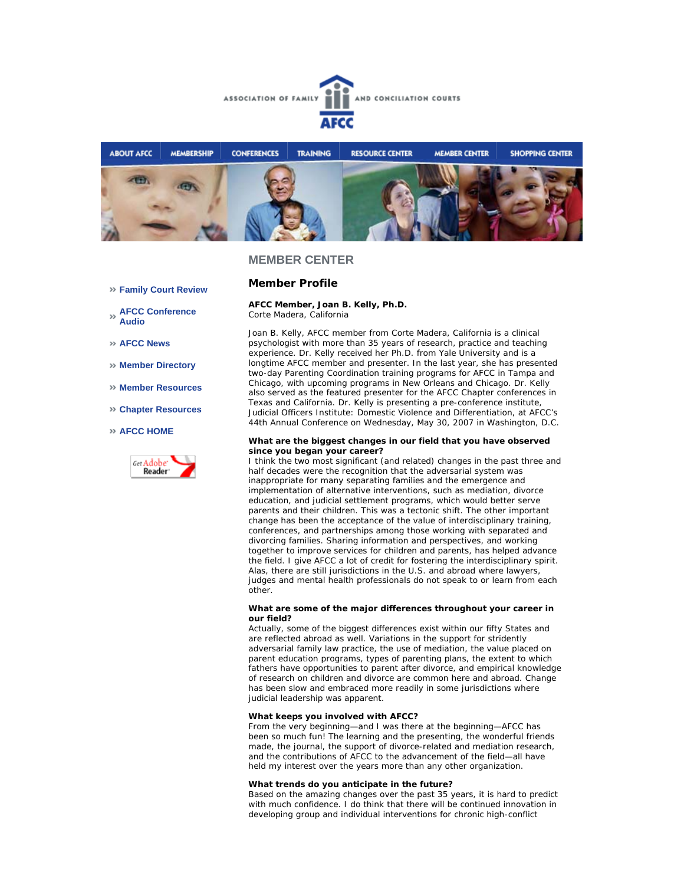ASSOCIATION OF FAMILY AND CONCILIATION COURTS

AFCC

ABOUT AFCC | MEMBERSHIP | CONFERENCES | TRAINING | RESOURCE CENTER | MEMBER CENTER | SHOPPING CENTER

» Family Court Review

» AFCC Conference Audio

» AFCC News

» Member Directory

» Member Resources

» Chapter Resources

» AFCC HOME

Get Adobe Reader

## MEMBER CENTER

### Member Profile

**AFCC Member, Joan B. Kelly, Ph.D.**
Corte Madera, California

Joan B. Kelly, AFCC member from Corte Madera, California is a clinical psychologist with more than 35 years of research, practice and teaching experience. Dr. Kelly received her Ph.D. from Yale University and is a longtime AFCC member and presenter. In the last year, she has presented two-day Parenting Coordination training programs for AFCC in Tampa and Chicago, with upcoming programs in New Orleans and Chicago. Dr. Kelly also served as the featured presenter for the AFCC Chapter conferences in Texas and California. Dr. Kelly is presenting a pre-conference institute, Judicial Officers Institute: Domestic Violence and Differentiation, at AFCC's 44th Annual Conference on Wednesday, May 30, 2007 in Washington, D.C.

**What are the biggest changes in our field that you have observed since you began your career?**
I think the two most significant (and related) changes in the past three and half decades were the recognition that the adversarial system was inappropriate for many separating families and the emergence and implementation of alternative interventions, such as mediation, divorce education, and judicial settlement programs, which would better serve parents and their children. This was a tectonic shift. The other important change has been the acceptance of the value of interdisciplinary training, conferences, and partnerships among those working with separated and divorcing families. Sharing information and perspectives, and working together to improve services for children and parents, has helped advance the field. I give AFCC a lot of credit for fostering the interdisciplinary spirit. Alas, there are still jurisdictions in the U.S. and abroad where lawyers, judges and mental health professionals do not speak to or learn from each other.

**What are some of the major differences throughout your career in our field?**
Actually, some of the biggest differences exist within our fifty States and are reflected abroad as well. Variations in the support for stridently adversarial family law practice, the use of mediation, the value placed on parent education programs, types of parenting plans, the extent to which fathers have opportunities to parent after divorce, and empirical knowledge of research on children and divorce are common here and abroad. Change has been slow and embraced more readily in some jurisdictions where judicial leadership was apparent.

**What keeps you involved with AFCC?**
From the very beginning—and I was there at the beginning—AFCC has been so much fun! The learning and the presenting, the wonderful friends made, the journal, the support of divorce-related and mediation research, and the contributions of AFCC to the advancement of the field—all have held my interest over the years more than any other organization.

**What trends do you anticipate in the future?**
Based on the amazing changes over the past 35 years, it is hard to predict with much confidence. I do think that there will be continued innovation in developing group and individual interventions for chronic high-conflict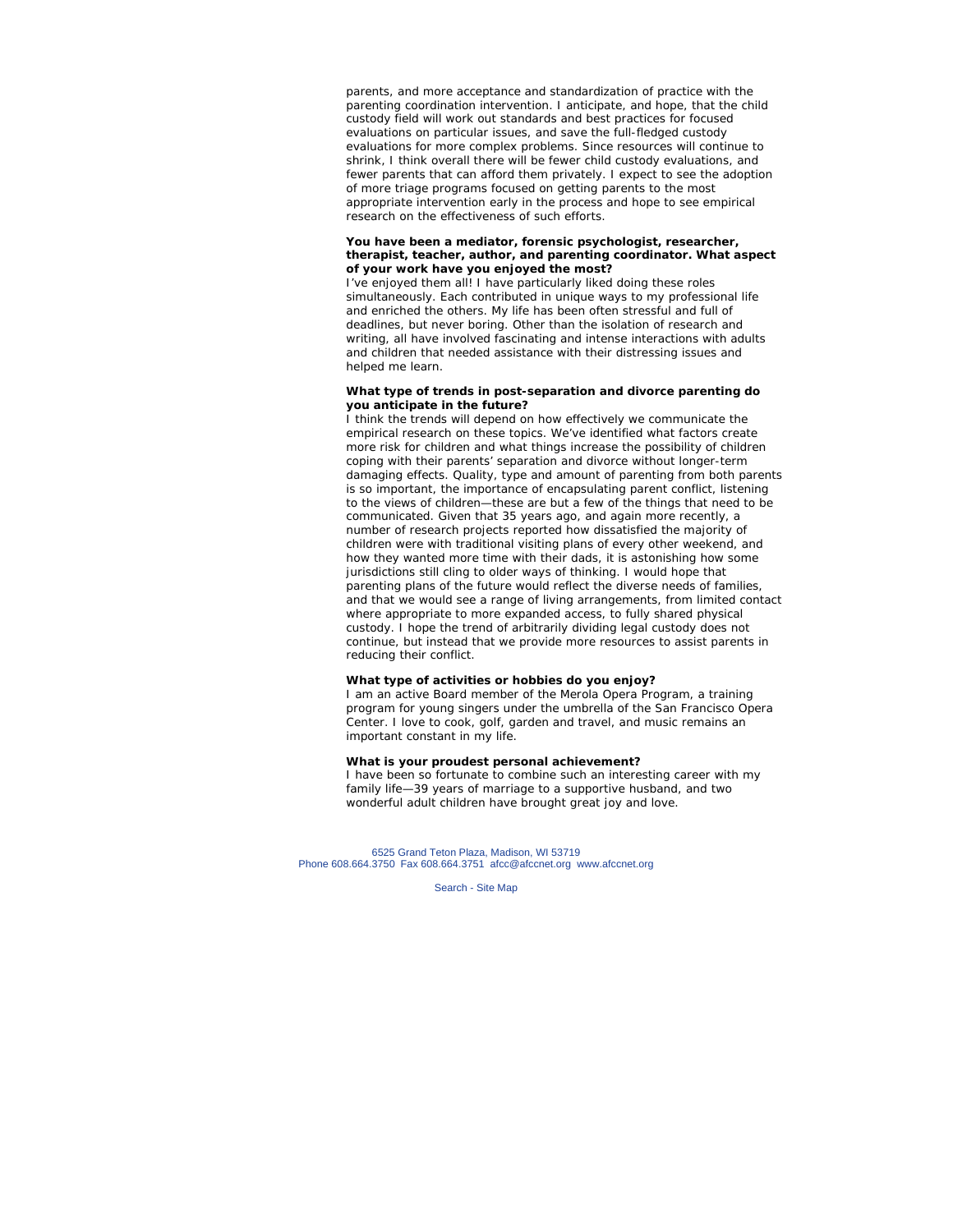parents, and more acceptance and standardization of practice with the parenting coordination intervention. I anticipate, and hope, that the child custody field will work out standards and best practices for focused evaluations on particular issues, and save the full-fledged custody evaluations for more complex problems. Since resources will continue to shrink, I think overall there will be fewer child custody evaluations, and fewer parents that can afford them privately. I expect to see the adoption of more triage programs focused on getting parents to the most appropriate intervention early in the process and hope to see empirical research on the effectiveness of such efforts.

**You have been a mediator, forensic psychologist, researcher, therapist, teacher, author, and parenting coordinator. What aspect of your work have you enjoyed the most?**

I've enjoyed them all! I have particularly liked doing these roles simultaneously. Each contributed in unique ways to my professional life and enriched the others. My life has been often stressful and full of deadlines, but never boring. Other than the isolation of research and writing, all have involved fascinating and intense interactions with adults and children that needed assistance with their distressing issues and helped me learn.

**What type of trends in post-separation and divorce parenting do you anticipate in the future?**

I think the trends will depend on how effectively we communicate the empirical research on these topics. We've identified what factors create more risk for children and what things increase the possibility of children coping with their parents' separation and divorce without longer-term damaging effects. Quality, type and amount of parenting from both parents is so important, the importance of encapsulating parent conflict, listening to the views of children—these are but a few of the things that need to be communicated. Given that 35 years ago, and again more recently, a number of research projects reported how dissatisfied the majority of children were with traditional visiting plans of every other weekend, and how they wanted more time with their dads, it is astonishing how some jurisdictions still cling to older ways of thinking. I would hope that parenting plans of the future would reflect the diverse needs of families, and that we would see a range of living arrangements, from limited contact where appropriate to more expanded access, to fully shared physical custody. I hope the trend of arbitrarily dividing legal custody does not continue, but instead that we provide more resources to assist parents in reducing their conflict.

**What type of activities or hobbies do you enjoy?**

I am an active Board member of the Merola Opera Program, a training program for young singers under the umbrella of the San Francisco Opera Center. I love to cook, golf, garden and travel, and music remains an important constant in my life.

**What is your proudest personal achievement?**

I have been so fortunate to combine such an interesting career with my family life—39 years of marriage to a supportive husband, and two wonderful adult children have brought great joy and love.

6525 Grand Teton Plaza, Madison, WI 53719
Phone 608.664.3750 Fax 608.664.3751 afcc@afccnet.org www.afccnet.org

Search - Site Map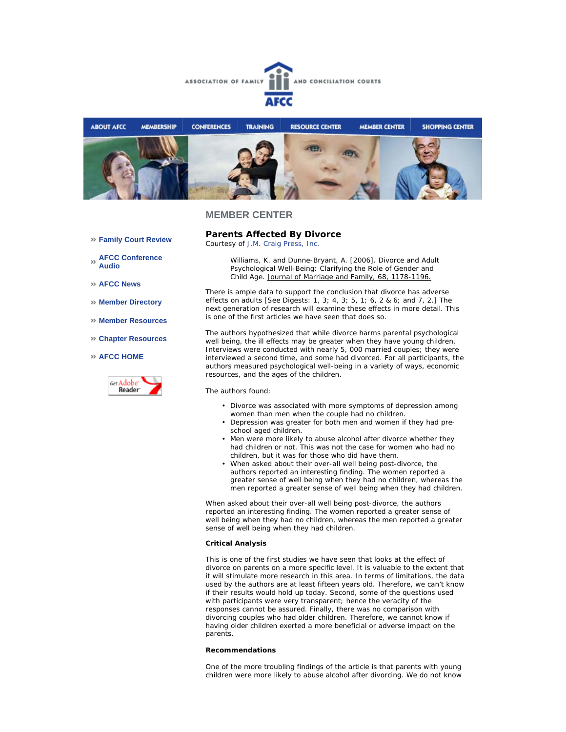## MEMBER CENTER

- » Family Court Review
- » AFCC Conference Audio
- » AFCC News
- » Member Directory
- » Member Resources
- » Chapter Resources
- » AFCC HOME

### Parents Affected By Divorce

Courtesy of J.M. Craig Press, Inc.

> Williams, K. and Dunne-Bryant, A. [2006]. Divorce and Adult Psychological Well-Being: Clarifying the Role of Gender and Child Age. Journal of Marriage and Family, 68, 1178-1196.

There is ample data to support the conclusion that divorce has adverse effects on adults [See Digests: 1, 3; 4, 3; 5, 1; 6, 2 & 6; and 7, 2.] The next generation of research will examine these effects in more detail. This is one of the first articles we have seen that does so.

The authors hypothesized that while divorce harms parental psychological well being, the ill effects may be greater when they have young children. Interviews were conducted with nearly 5, 000 married couples; they were interviewed a second time, and some had divorced. For all participants, the authors measured psychological well-being in a variety of ways, economic resources, and the ages of the children.

The authors found:

- Divorce was associated with more symptoms of depression among women than men when the couple had no children.
- Depression was greater for both men and women if they had pre-school aged children.
- Men were more likely to abuse alcohol after divorce whether they had children or not. This was not the case for women who had no children, but it was for those who did have them.
- When asked about their over-all well being post-divorce, the authors reported an interesting finding. The women reported a greater sense of well being when they had no children, whereas the men reported a greater sense of well being when they had children.

When asked about their over-all well being post-divorce, the authors reported an interesting finding. The women reported a greater sense of well being when they had no children, whereas the men reported a greater sense of well being when they had children.

**Critical Analysis**

This is one of the first studies we have seen that looks at the effect of divorce on parents on a more specific level. It is valuable to the extent that it will stimulate more research in this area. In terms of limitations, the data used by the authors are at least fifteen years old. Therefore, we can't know if their results would hold up today. Second, some of the questions used with participants were very transparent; hence the veracity of the responses cannot be assured. Finally, there was no comparison with divorcing couples who had older children. Therefore, we cannot know if having older children exerted a more beneficial or adverse impact on the parents.

**Recommendations**

One of the more troubling findings of the article is that parents with young children were more likely to abuse alcohol after divorcing. We do not know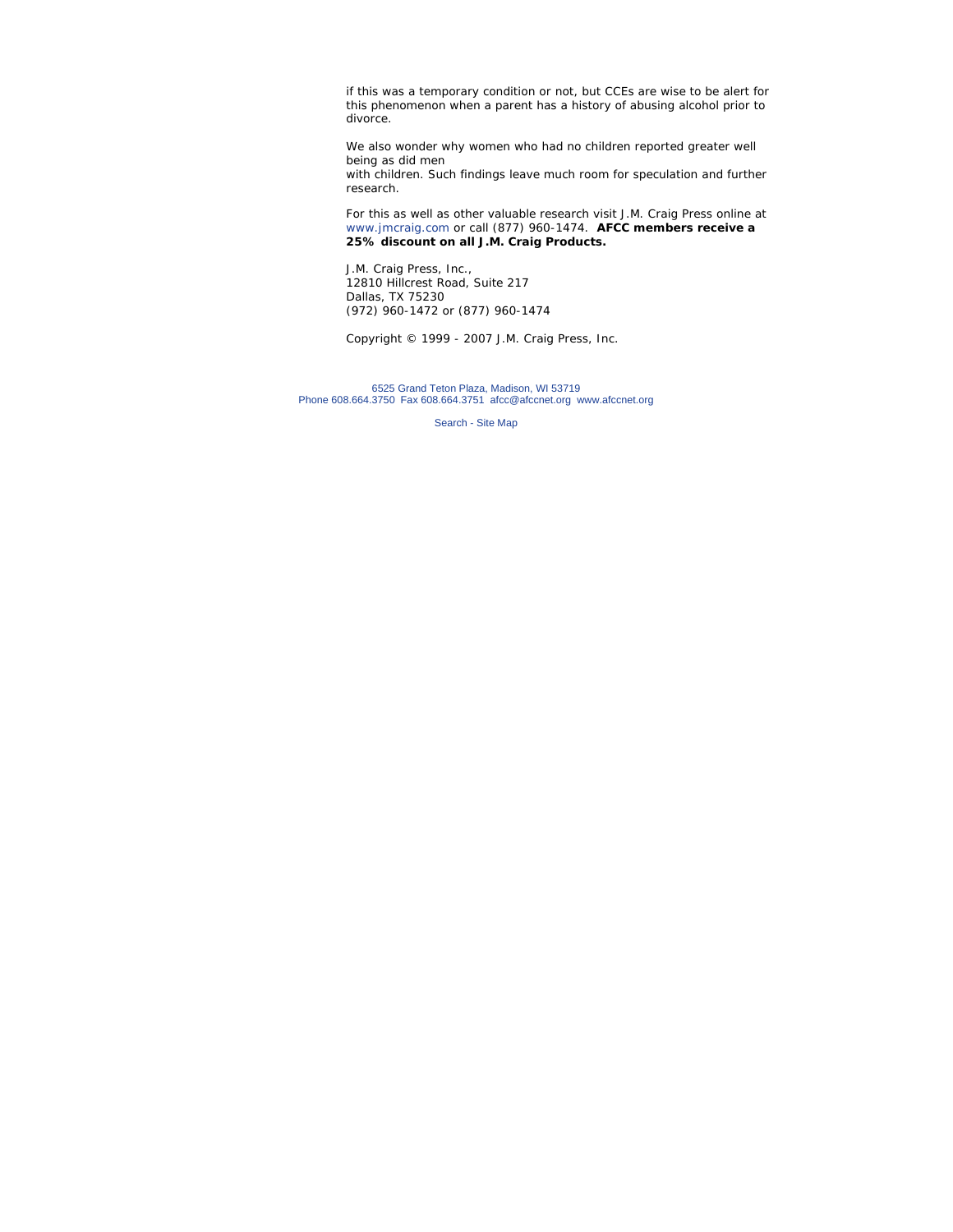if this was a temporary condition or not, but CCEs are wise to be alert for this phenomenon when a parent has a history of abusing alcohol prior to divorce.

We also wonder why women who had no children reported greater well being as did men with children. Such findings leave much room for speculation and further research.

For this as well as other valuable research visit J.M. Craig Press online at www.jmcraig.com or call (877) 960-1474. **AFCC members receive a 25% discount on all J.M. Craig Products.**

J.M. Craig Press, Inc.,
12810 Hillcrest Road, Suite 217
Dallas, TX 75230
(972) 960-1472 or (877) 960-1474

Copyright © 1999 - 2007 J.M. Craig Press, Inc.

6525 Grand Teton Plaza, Madison, WI 53719
Phone 608.664.3750 Fax 608.664.3751 afcc@afccnet.org www.afccnet.org

Search - Site Map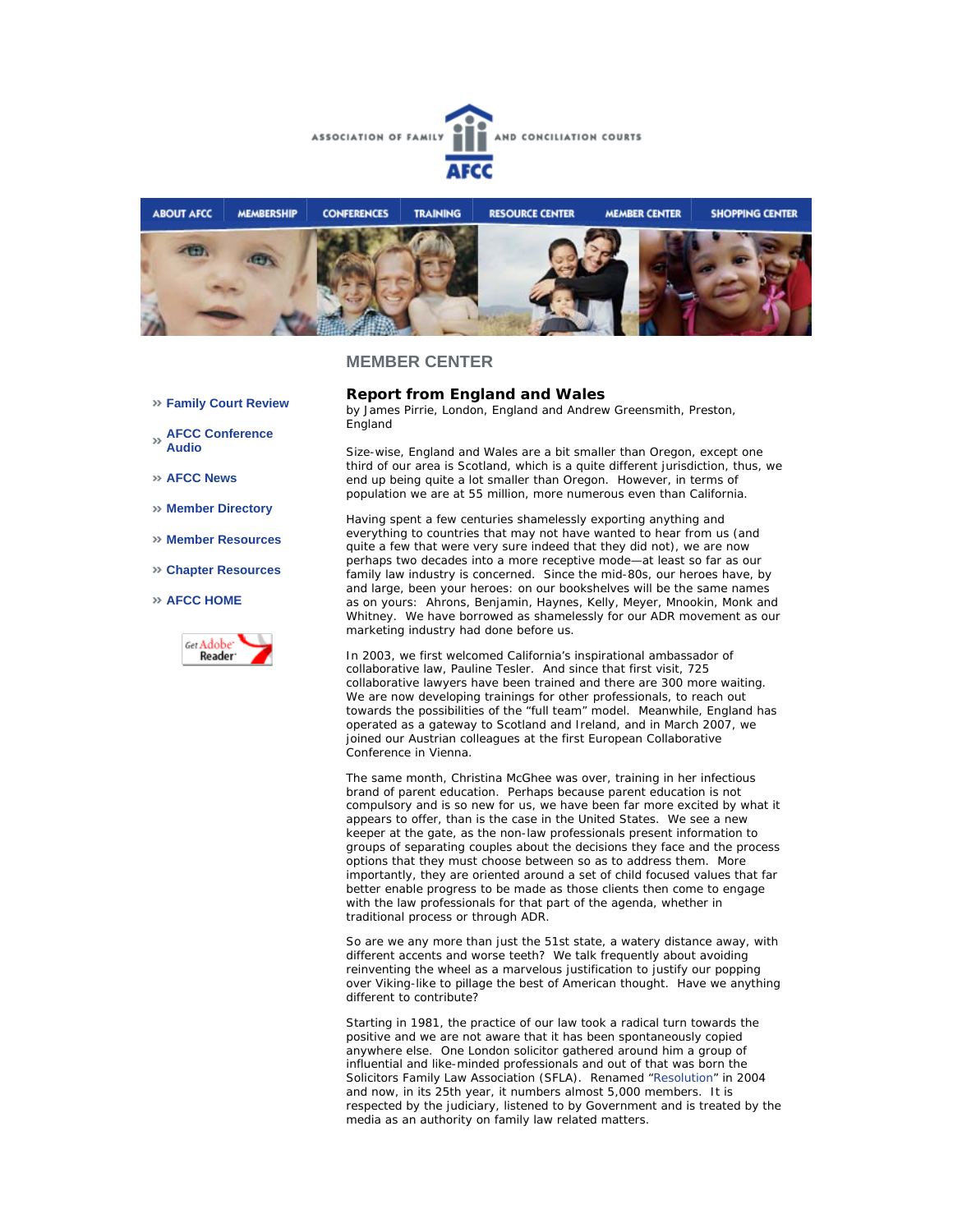ASSOCIATION OF FAMILY AND CONCILIATION COURTS

AFCC

ABOUT AFCC | MEMBERSHIP | CONFERENCES | TRAINING | RESOURCE CENTER | MEMBER CENTER | SHOPPING CENTER

## MEMBER CENTER

- » Family Court Review
- » AFCC Conference Audio
- » AFCC News
- » Member Directory
- » Member Resources
- » Chapter Resources
- » AFCC HOME

### Report from England and Wales

by James Pirrie, London, England and Andrew Greensmith, Preston, England

Size-wise, England and Wales are a bit smaller than Oregon, except one third of our area is Scotland, which is a quite different jurisdiction, thus, we end up being quite a lot smaller than Oregon. However, in terms of population we are at 55 million, more numerous even than California.

Having spent a few centuries shamelessly exporting anything and everything to countries that may not have wanted to hear from us (and quite a few that were very sure indeed that they did not), we are now perhaps two decades into a more receptive mode—at least so far as our family law industry is concerned. Since the mid-80s, our heroes have, by and large, been your heroes: on our bookshelves will be the same names as on yours: Ahrons, Benjamin, Haynes, Kelly, Meyer, Mnookin, Monk and Whitney. We have borrowed as shamelessly for our ADR movement as our marketing industry had done before us.

In 2003, we first welcomed California's inspirational ambassador of collaborative law, Pauline Tesler. And since that first visit, 725 collaborative lawyers have been trained and there are 300 more waiting. We are now developing trainings for other professionals, to reach out towards the possibilities of the "full team" model. Meanwhile, England has operated as a gateway to Scotland and Ireland, and in March 2007, we joined our Austrian colleagues at the first European Collaborative Conference in Vienna.

The same month, Christina McGhee was over, training in her infectious brand of parent education. Perhaps because parent education is not compulsory and is so new for us, we have been far more excited by what it appears to offer, than is the case in the United States. We see a new keeper at the gate, as the non-law professionals present information to groups of separating couples about the decisions they face and the process options that they must choose between so as to address them. More importantly, they are oriented around a set of child focused values that far better enable progress to be made as those clients then come to engage with the law professionals for that part of the agenda, whether in traditional process or through ADR.

So are we any more than just the 51st state, a watery distance away, with different accents and worse teeth? We talk frequently about avoiding reinventing the wheel as a marvelous justification to justify our popping over Viking-like to pillage the best of American thought. Have we anything different to contribute?

Starting in 1981, the practice of our law took a radical turn towards the positive and we are not aware that it has been spontaneously copied anywhere else. One London solicitor gathered around him a group of influential and like-minded professionals and out of that was born the Solicitors Family Law Association (SFLA). Renamed "Resolution" in 2004 and now, in its 25th year, it numbers almost 5,000 members. It is respected by the judiciary, listened to by Government and is treated by the media as an authority on family law related matters.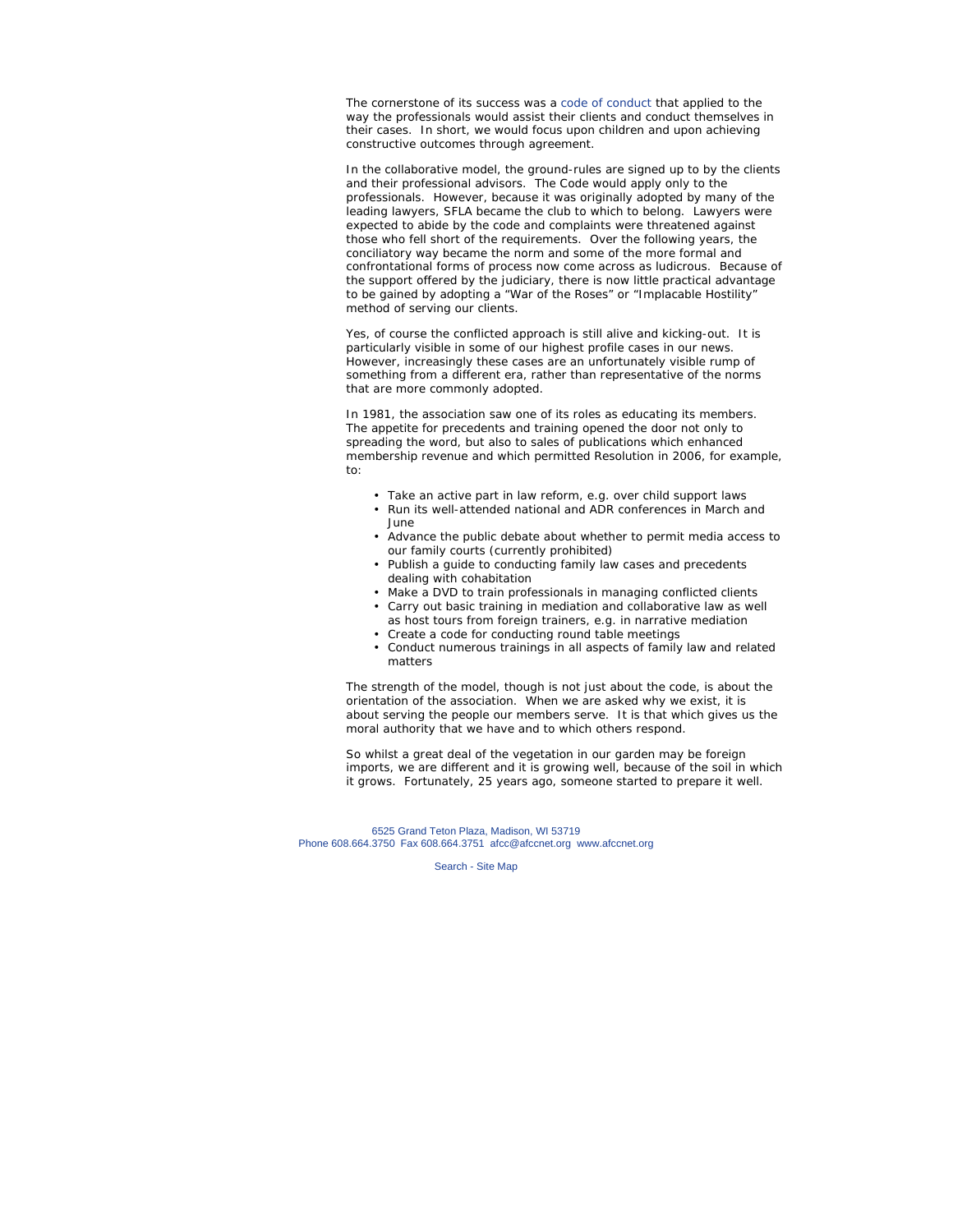The cornerstone of its success was a code of conduct that applied to the way the professionals would assist their clients and conduct themselves in their cases. In short, we would focus upon children and upon achieving constructive outcomes through agreement.

In the collaborative model, the ground-rules are signed up to by the clients and their professional advisors. The Code would apply only to the professionals. However, because it was originally adopted by many of the leading lawyers, SFLA became the club to which to belong. Lawyers were expected to abide by the code and complaints were threatened against those who fell short of the requirements. Over the following years, the conciliatory way became the norm and some of the more formal and confrontational forms of process now come across as ludicrous. Because of the support offered by the judiciary, there is now little practical advantage to be gained by adopting a "War of the Roses" or "Implacable Hostility" method of serving our clients.

Yes, of course the conflicted approach is still alive and kicking-out. It is particularly visible in some of our highest profile cases in our news. However, increasingly these cases are an unfortunately visible rump of something from a different era, rather than representative of the norms that are more commonly adopted.

In 1981, the association saw one of its roles as educating its members. The appetite for precedents and training opened the door not only to spreading the word, but also to sales of publications which enhanced membership revenue and which permitted Resolution in 2006, for example, to:

- Take an active part in law reform, e.g. over child support laws
- Run its well-attended national and ADR conferences in March and June
- Advance the public debate about whether to permit media access to our family courts (currently prohibited)
- Publish a guide to conducting family law cases and precedents dealing with cohabitation
- Make a DVD to train professionals in managing conflicted clients
- Carry out basic training in mediation and collaborative law as well as host tours from foreign trainers, e.g. in narrative mediation
- Create a code for conducting round table meetings
- Conduct numerous trainings in all aspects of family law and related matters

The strength of the model, though is not just about the code, is about the orientation of the association. When we are asked why we exist, it is about serving the people our members serve. It is that which gives us the moral authority that we have and to which others respond.

So whilst a great deal of the vegetation in our garden may be foreign imports, we are different and it is growing well, because of the soil in which it grows. Fortunately, 25 years ago, someone started to prepare it well.

6525 Grand Teton Plaza, Madison, WI 53719
Phone 608.664.3750 Fax 608.664.3751 afcc@afccnet.org www.afccnet.org

Search - Site Map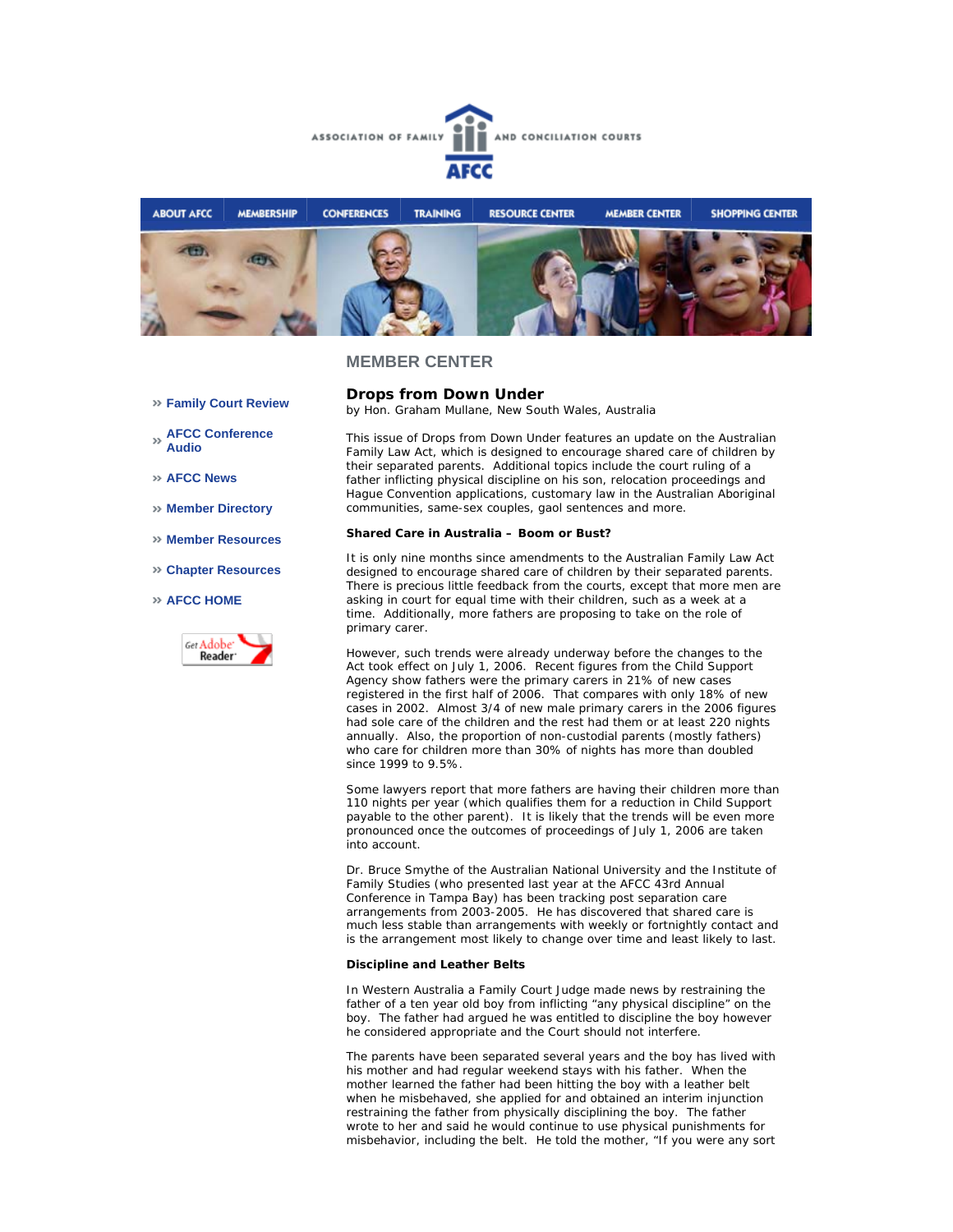ASSOCIATION OF FAMILY AND CONCILIATION COURTS

AFCC

ABOUT AFCC | MEMBERSHIP | CONFERENCES | TRAINING | RESOURCE CENTER | MEMBER CENTER | SHOPPING CENTER

## MEMBER CENTER

- Family Court Review
- AFCC Conference Audio
- AFCC News
- Member Directory
- Member Resources
- Chapter Resources
- AFCC HOME

Get Adobe Reader

### Drops from Down Under

by Hon. Graham Mullane, New South Wales, Australia

This issue of Drops from Down Under features an update on the Australian Family Law Act, which is designed to encourage shared care of children by their separated parents. Additional topics include the court ruling of a father inflicting physical discipline on his son, relocation proceedings and Hague Convention applications, customary law in the Australian Aboriginal communities, same-sex couples, gaol sentences and more.

**Shared Care in Australia – Boom or Bust?**

It is only nine months since amendments to the Australian Family Law Act designed to encourage shared care of children by their separated parents. There is precious little feedback from the courts, except that more men are asking in court for equal time with their children, such as a week at a time. Additionally, more fathers are proposing to take on the role of primary carer.

However, such trends were already underway before the changes to the Act took effect on July 1, 2006. Recent figures from the Child Support Agency show fathers were the primary carers in 21% of new cases registered in the first half of 2006. That compares with only 18% of new cases in 2002. Almost 3/4 of new male primary carers in the 2006 figures had sole care of the children and the rest had them or at least 220 nights annually. Also, the proportion of non-custodial parents (mostly fathers) who care for children more than 30% of nights has more than doubled since 1999 to 9.5%.

Some lawyers report that more fathers are having their children more than 110 nights per year (which qualifies them for a reduction in Child Support payable to the other parent). It is likely that the trends will be even more pronounced once the outcomes of proceedings of July 1, 2006 are taken into account.

Dr. Bruce Smythe of the Australian National University and the Institute of Family Studies (who presented last year at the AFCC 43rd Annual Conference in Tampa Bay) has been tracking post separation care arrangements from 2003-2005. He has discovered that shared care is much less stable than arrangements with weekly or fortnightly contact and is the arrangement most likely to change over time and least likely to last.

**Discipline and Leather Belts**

In Western Australia a Family Court Judge made news by restraining the father of a ten year old boy from inflicting "any physical discipline" on the boy. The father had argued he was entitled to discipline the boy however he considered appropriate and the Court should not interfere.

The parents have been separated several years and the boy has lived with his mother and had regular weekend stays with his father. When the mother learned the father had been hitting the boy with a leather belt when he misbehaved, she applied for and obtained an interim injunction restraining the father from physically disciplining the boy. The father wrote to her and said he would continue to use physical punishments for misbehavior, including the belt. He told the mother, "If you were any sort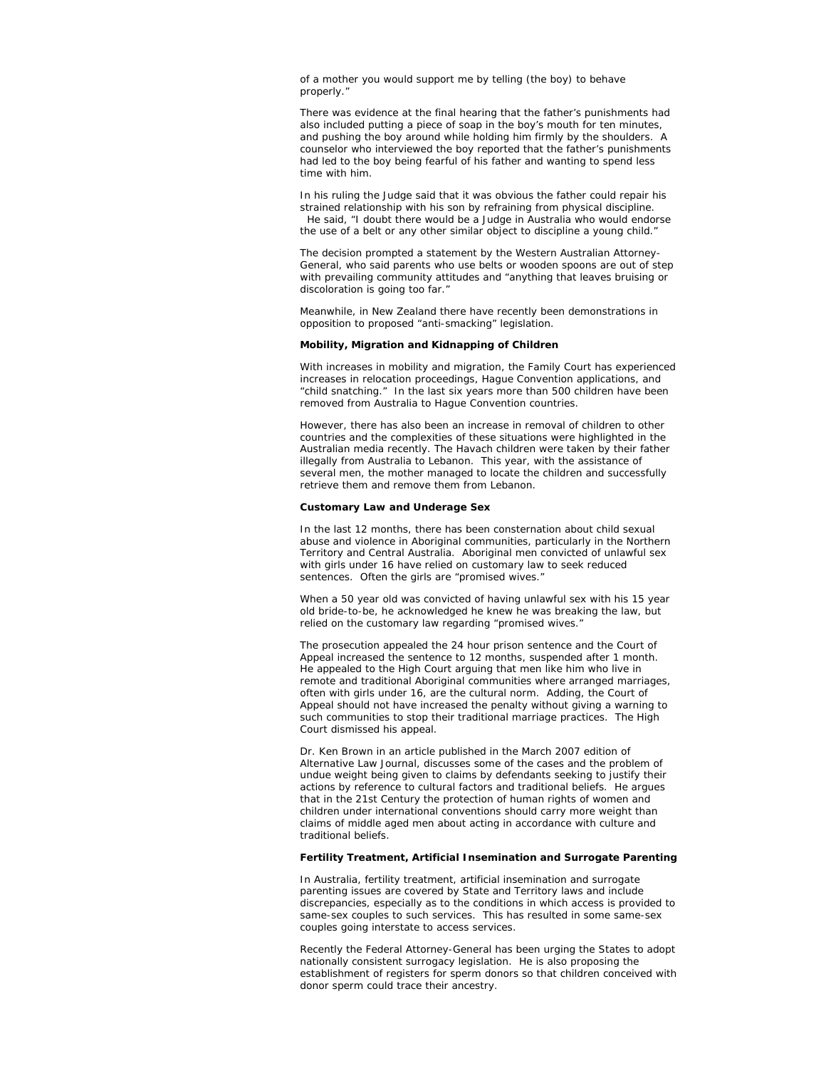of a mother you would support me by telling (the boy) to behave properly."

There was evidence at the final hearing that the father's punishments had also included putting a piece of soap in the boy's mouth for ten minutes, and pushing the boy around while holding him firmly by the shoulders. A counselor who interviewed the boy reported that the father's punishments had led to the boy being fearful of his father and wanting to spend less time with him.

In his ruling the Judge said that it was obvious the father could repair his strained relationship with his son by refraining from physical discipline. He said, "I doubt there would be a Judge in Australia who would endorse the use of a belt or any other similar object to discipline a young child."

The decision prompted a statement by the Western Australian Attorney-General, who said parents who use belts or wooden spoons are out of step with prevailing community attitudes and "anything that leaves bruising or discoloration is going too far."

Meanwhile, in New Zealand there have recently been demonstrations in opposition to proposed "anti-smacking" legislation.

**Mobility, Migration and Kidnapping of Children**

With increases in mobility and migration, the Family Court has experienced increases in relocation proceedings, Hague Convention applications, and "child snatching." In the last six years more than 500 children have been removed from Australia to Hague Convention countries.

However, there has also been an increase in removal of children to other countries and the complexities of these situations were highlighted in the Australian media recently. The Havach children were taken by their father illegally from Australia to Lebanon. This year, with the assistance of several men, the mother managed to locate the children and successfully retrieve them and remove them from Lebanon.

**Customary Law and Underage Sex**

In the last 12 months, there has been consternation about child sexual abuse and violence in Aboriginal communities, particularly in the Northern Territory and Central Australia. Aboriginal men convicted of unlawful sex with girls under 16 have relied on customary law to seek reduced sentences. Often the girls are "promised wives."

When a 50 year old was convicted of having unlawful sex with his 15 year old bride-to-be, he acknowledged he knew he was breaking the law, but relied on the customary law regarding "promised wives."

The prosecution appealed the 24 hour prison sentence and the Court of Appeal increased the sentence to 12 months, suspended after 1 month. He appealed to the High Court arguing that men like him who live in remote and traditional Aboriginal communities where arranged marriages, often with girls under 16, are the cultural norm. Adding, the Court of Appeal should not have increased the penalty without giving a warning to such communities to stop their traditional marriage practices. The High Court dismissed his appeal.

Dr. Ken Brown in an article published in the March 2007 edition of Alternative Law Journal, discusses some of the cases and the problem of undue weight being given to claims by defendants seeking to justify their actions by reference to cultural factors and traditional beliefs. He argues that in the 21st Century the protection of human rights of women and children under international conventions should carry more weight than claims of middle aged men about acting in accordance with culture and traditional beliefs.

**Fertility Treatment, Artificial Insemination and Surrogate Parenting**

In Australia, fertility treatment, artificial insemination and surrogate parenting issues are covered by State and Territory laws and include discrepancies, especially as to the conditions in which access is provided to same-sex couples to such services. This has resulted in some same-sex couples going interstate to access services.

Recently the Federal Attorney-General has been urging the States to adopt nationally consistent surrogacy legislation. He is also proposing the establishment of registers for sperm donors so that children conceived with donor sperm could trace their ancestry.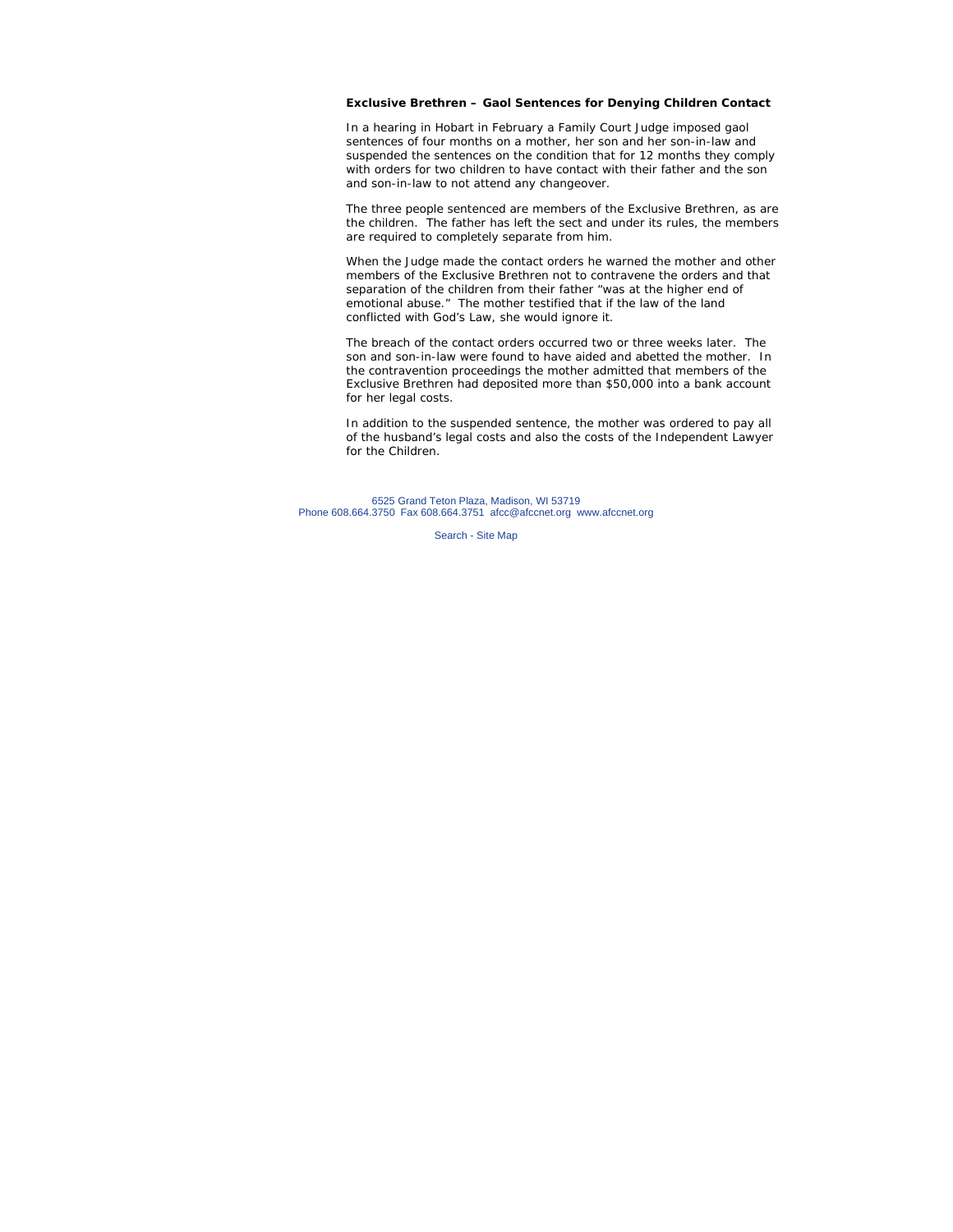**Exclusive Brethren – Gaol Sentences for Denying Children Contact**

In a hearing in Hobart in February a Family Court Judge imposed gaol sentences of four months on a mother, her son and her son-in-law and suspended the sentences on the condition that for 12 months they comply with orders for two children to have contact with their father and the son and son-in-law to not attend any changeover.

The three people sentenced are members of the Exclusive Brethren, as are the children. The father has left the sect and under its rules, the members are required to completely separate from him.

When the Judge made the contact orders he warned the mother and other members of the Exclusive Brethren not to contravene the orders and that separation of the children from their father "was at the higher end of emotional abuse." The mother testified that if the law of the land conflicted with God's Law, she would ignore it.

The breach of the contact orders occurred two or three weeks later. The son and son-in-law were found to have aided and abetted the mother. In the contravention proceedings the mother admitted that members of the Exclusive Brethren had deposited more than $50,000 into a bank account for her legal costs.

In addition to the suspended sentence, the mother was ordered to pay all of the husband's legal costs and also the costs of the Independent Lawyer for the Children.

6525 Grand Teton Plaza, Madison, WI 53719
Phone 608.664.3750 Fax 608.664.3751 afcc@afccnet.org www.afccnet.org

Search - Site Map